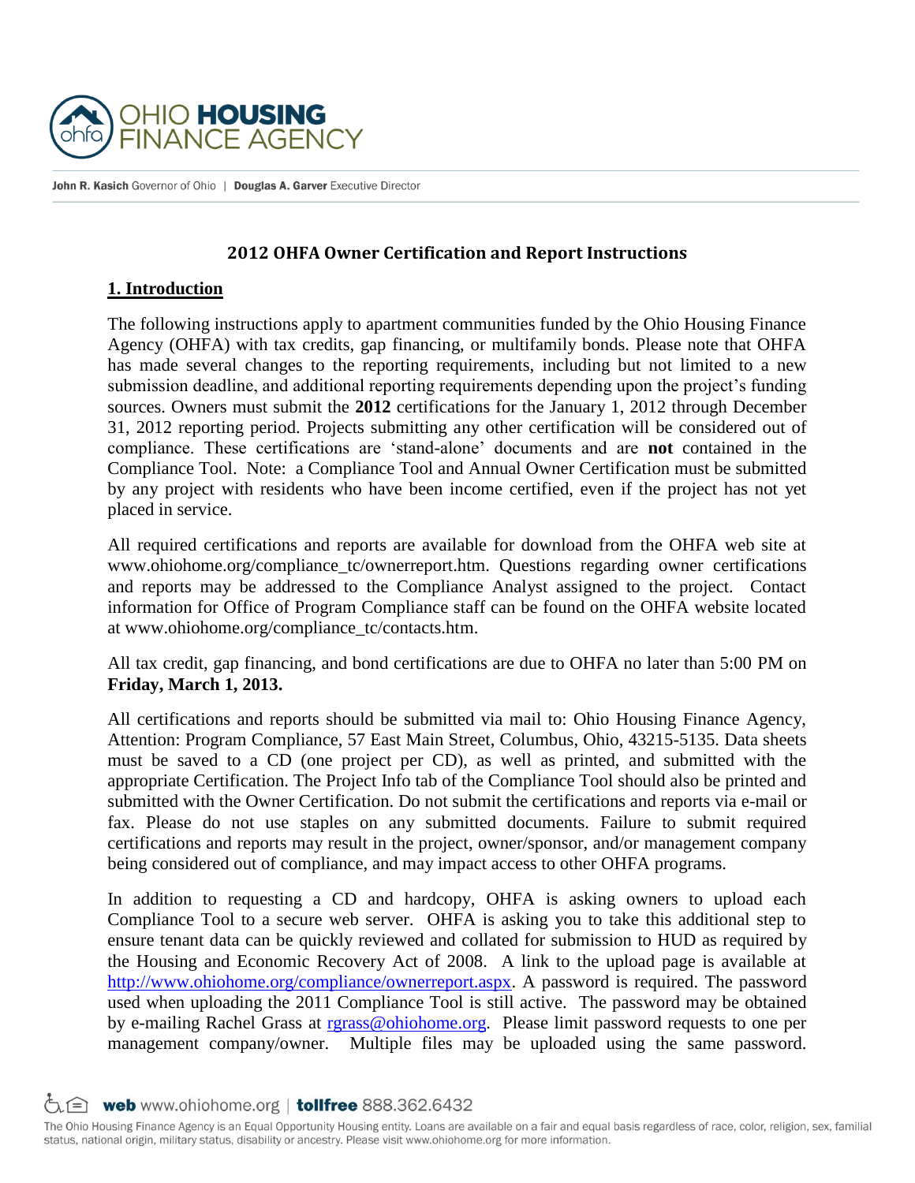# 2012 OHFA Owner Certification and Report Instructions

## 1. Introduction

The following instructions apply to apartment communities funded by the Ohio Housing Finance Agency (OHFA) with tax credits, gap financing, or multifamily bonds. Please note that OHFA has made several changes to the reporting requirements, including but not limited to a new submission deadline, and additional reporting requirements depending upon the project's funding sources. Owners must submit the **2012** certifications for the January 1, 2012 through December 31, 2012 reporting period. Projects submitting any other certification will be considered out of compliance. These certifications are 'stand-alone' documents and are **not** contained in the Compliance Tool. Note: a Compliance Tool and Annual Owner Certification must be submitted by any project with residents who have been income certified, even if the project has not yet placed in service.

All required certifications and reports are available for download from the OHFA web site at www.ohiohome.org/compliance_tc/ownerreport.htm. Questions regarding owner certifications and reports may be addressed to the Compliance Analyst assigned to the project. Contact information for Office of Program Compliance staff can be found on the OHFA website located at www.ohiohome.org/compliance_tc/contacts.htm.

All tax credit, gap financing, and bond certifications are due to OHFA no later than 5:00 PM on **Friday, March 1, 2013.**

All certifications and reports should be submitted via mail to: Ohio Housing Finance Agency, Attention: Program Compliance, 57 East Main Street, Columbus, Ohio, 43215-5135. Data sheets must be saved to a CD (one project per CD), as well as printed, and submitted with the appropriate Certification. The Project Info tab of the Compliance Tool should also be printed and submitted with the Owner Certification. Do not submit the certifications and reports via e-mail or fax. Please do not use staples on any submitted documents. Failure to submit required certifications and reports may result in the project, owner/sponsor, and/or management company being considered out of compliance, and may impact access to other OHFA programs.

In addition to requesting a CD and hardcopy, OHFA is asking owners to upload each Compliance Tool to a secure web server. OHFA is asking you to take this additional step to ensure tenant data can be quickly reviewed and collated for submission to HUD as required by the Housing and Economic Recovery Act of 2008. A link to the upload page is available at http://www.ohiohome.org/compliance/ownerreport.aspx. A password is required. The password used when uploading the 2011 Compliance Tool is still active. The password may be obtained by e-mailing Rachel Grass at rgrass@ohiohome.org. Please limit password requests to one per management company/owner. Multiple files may be uploaded using the same password.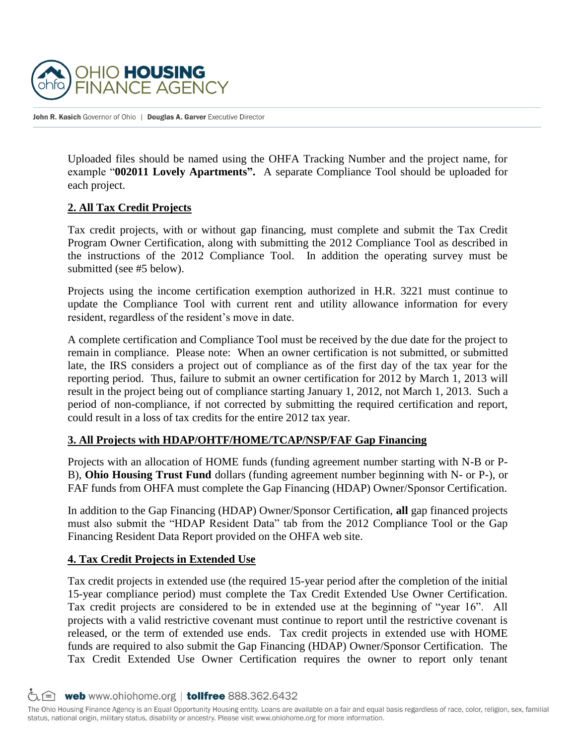Uploaded files should be named using the OHFA Tracking Number and the project name, for example "**002011 Lovely Apartments".** A separate Compliance Tool should be uploaded for each project.

## 2. All Tax Credit Projects

Tax credit projects, with or without gap financing, must complete and submit the Tax Credit Program Owner Certification, along with submitting the 2012 Compliance Tool as described in the instructions of the 2012 Compliance Tool. In addition the operating survey must be submitted (see #5 below).

Projects using the income certification exemption authorized in H.R. 3221 must continue to update the Compliance Tool with current rent and utility allowance information for every resident, regardless of the resident's move in date.

A complete certification and Compliance Tool must be received by the due date for the project to remain in compliance. Please note: When an owner certification is not submitted, or submitted late, the IRS considers a project out of compliance as of the first day of the tax year for the reporting period. Thus, failure to submit an owner certification for 2012 by March 1, 2013 will result in the project being out of compliance starting January 1, 2012, not March 1, 2013. Such a period of non-compliance, if not corrected by submitting the required certification and report, could result in a loss of tax credits for the entire 2012 tax year.

## 3. All Projects with HDAP/OHTF/HOME/TCAP/NSP/FAF Gap Financing

Projects with an allocation of HOME funds (funding agreement number starting with N-B or P-B), **Ohio Housing Trust Fund** dollars (funding agreement number beginning with N- or P-), or FAF funds from OHFA must complete the Gap Financing (HDAP) Owner/Sponsor Certification.

In addition to the Gap Financing (HDAP) Owner/Sponsor Certification, **all** gap financed projects must also submit the "HDAP Resident Data" tab from the 2012 Compliance Tool or the Gap Financing Resident Data Report provided on the OHFA web site.

## 4. Tax Credit Projects in Extended Use

Tax credit projects in extended use (the required 15-year period after the completion of the initial 15-year compliance period) must complete the Tax Credit Extended Use Owner Certification. Tax credit projects are considered to be in extended use at the beginning of "year 16". All projects with a valid restrictive covenant must continue to report until the restrictive covenant is released, or the term of extended use ends. Tax credit projects in extended use with HOME funds are required to also submit the Gap Financing (HDAP) Owner/Sponsor Certification. The Tax Credit Extended Use Owner Certification requires the owner to report only tenant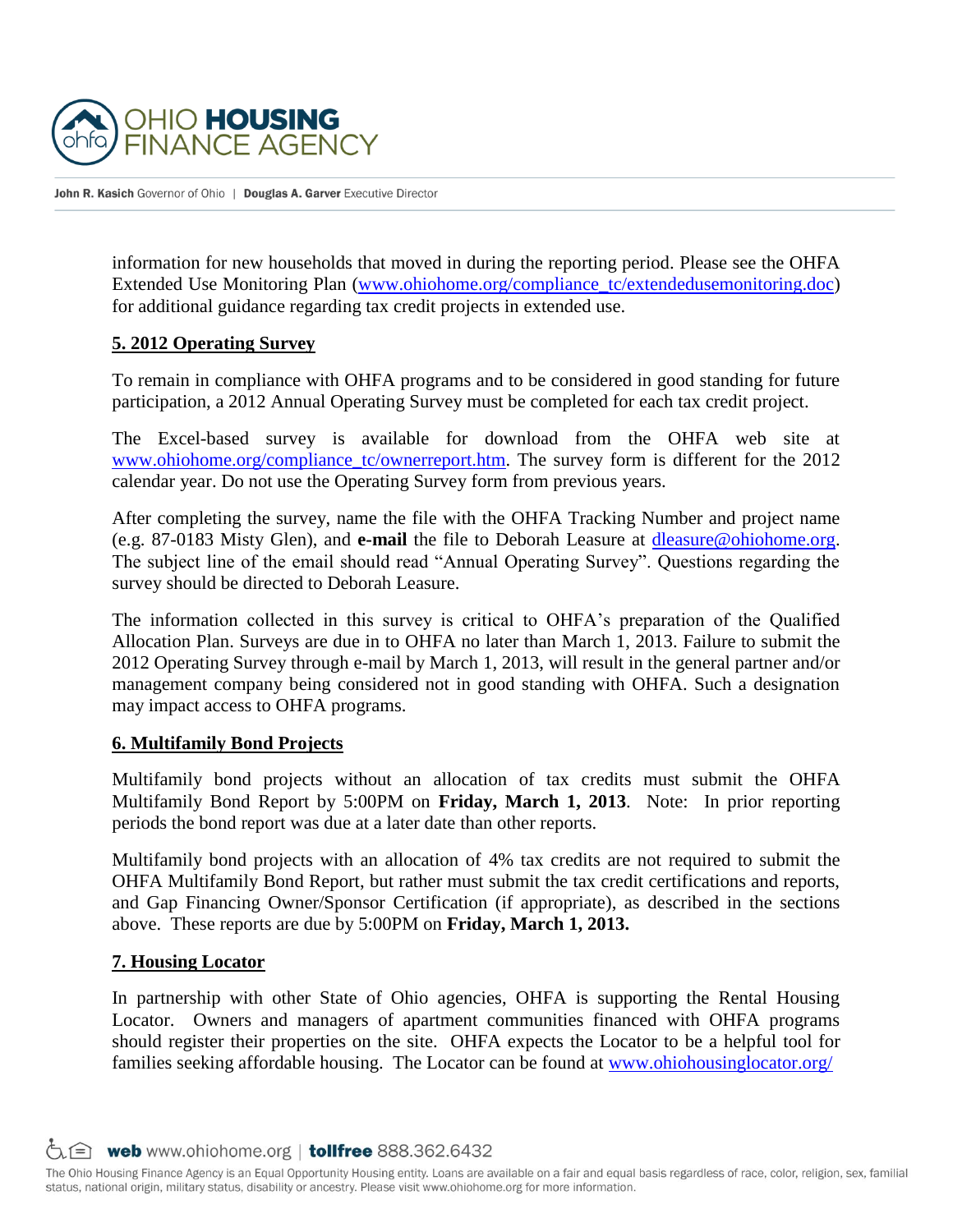information for new households that moved in during the reporting period. Please see the OHFA Extended Use Monitoring Plan (www.ohiohome.org/compliance_tc/extendedusemonitoring.doc) for additional guidance regarding tax credit projects in extended use.

## 5. 2012 Operating Survey

To remain in compliance with OHFA programs and to be considered in good standing for future participation, a 2012 Annual Operating Survey must be completed for each tax credit project.

The Excel-based survey is available for download from the OHFA web site at www.ohiohome.org/compliance_tc/ownerreport.htm. The survey form is different for the 2012 calendar year. Do not use the Operating Survey form from previous years.

After completing the survey, name the file with the OHFA Tracking Number and project name (e.g. 87-0183 Misty Glen), and **e-mail** the file to Deborah Leasure at dleasure@ohiohome.org. The subject line of the email should read "Annual Operating Survey". Questions regarding the survey should be directed to Deborah Leasure.

The information collected in this survey is critical to OHFA's preparation of the Qualified Allocation Plan. Surveys are due in to OHFA no later than March 1, 2013. Failure to submit the 2012 Operating Survey through e-mail by March 1, 2013, will result in the general partner and/or management company being considered not in good standing with OHFA. Such a designation may impact access to OHFA programs.

## 6. Multifamily Bond Projects

Multifamily bond projects without an allocation of tax credits must submit the OHFA Multifamily Bond Report by 5:00PM on **Friday, March 1, 2013**. Note: In prior reporting periods the bond report was due at a later date than other reports.

Multifamily bond projects with an allocation of 4% tax credits are not required to submit the OHFA Multifamily Bond Report, but rather must submit the tax credit certifications and reports, and Gap Financing Owner/Sponsor Certification (if appropriate), as described in the sections above. These reports are due by 5:00PM on **Friday, March 1, 2013.**

## 7. Housing Locator

In partnership with other State of Ohio agencies, OHFA is supporting the Rental Housing Locator. Owners and managers of apartment communities financed with OHFA programs should register their properties on the site. OHFA expects the Locator to be a helpful tool for families seeking affordable housing. The Locator can be found at www.ohiohousinglocator.org/